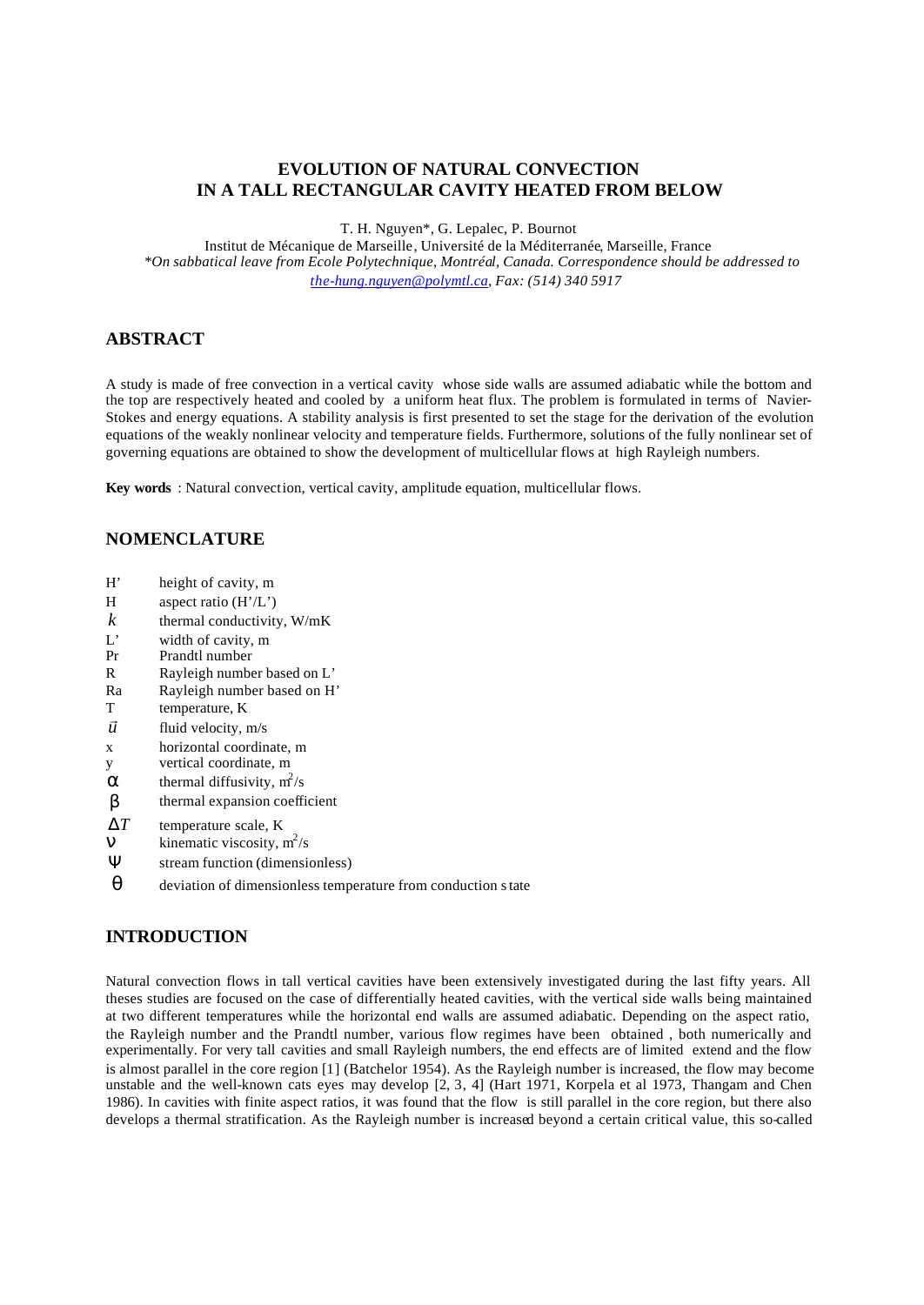# EVOLUTION OF NATURAL CONVECTION IN A TALL RECTANGULAR CAVITY HEATED FROM BELOW

T. H. Nguyen*, G. Lepalec, P. Bournot

Institut de Mécanique de Marseille, Université de la Méditerranée, Marseille, France

*\*On sabbatical leave from Ecole Polytechnique, Montréal, Canada. Correspondence should be addressed to [the-hung.nguyen@polymtl.ca](mailto:the-hung.nguyen@polymtl.ca), Fax: (514) 340 5917*

## ABSTRACT

A study is made of free convection in a vertical cavity whose side walls are assumed adiabatic while the bottom and the top are respectively heated and cooled by a uniform heat flux. The problem is formulated in terms of Navier-Stokes and energy equations. A stability analysis is first presented to set the stage for the derivation of the evolution equations of the weakly nonlinear velocity and temperature fields. Furthermore, solutions of the fully nonlinear set of governing equations are obtained to show the development of multicellular flows at high Rayleigh numbers.

**Key words** : Natural convection, vertical cavity, amplitude equation, multicellular flows.

## NOMENCLATURE

| | |
|---|---|
| H' | height of cavity, m |
| H | aspect ratio (H'/L') |
| $k$ | thermal conductivity, W/mK |
| L' | width of cavity, m |
| Pr | Prandtl number |
| R | Rayleigh number based on L' |
| Ra | Rayleigh number based on H' |
| T | temperature, K |
| $\vec{u}$ | fluid velocity, m/s |
| x | horizontal coordinate, m |
| y | vertical coordinate, m |
| $\alpha$ | thermal diffusivity, $m^2/s$ |
| $\beta$ | thermal expansion coefficient |
| $\Delta T$ | temperature scale, K |
| $\nu$ | kinematic viscosity, $m^2/s$ |
| $\psi$ | stream function (dimensionless) |
| $\theta$ | deviation of dimensionless temperature from conduction state |

## INTRODUCTION

Natural convection flows in tall vertical cavities have been extensively investigated during the last fifty years. All theses studies are focused on the case of differentially heated cavities, with the vertical side walls being maintained at two different temperatures while the horizontal end walls are assumed adiabatic. Depending on the aspect ratio, the Rayleigh number and the Prandtl number, various flow regimes have been obtained , both numerically and experimentally. For very tall cavities and small Rayleigh numbers, the end effects are of limited extend and the flow is almost parallel in the core region [1] (Batchelor 1954). As the Rayleigh number is increased, the flow may become unstable and the well-known cats eyes may develop [2, 3, 4] (Hart 1971, Korpela et al 1973, Thangam and Chen 1986). In cavities with finite aspect ratios, it was found that the flow is still parallel in the core region, but there also develops a thermal stratification. As the Rayleigh number is increased beyond a certain critical value, this so-called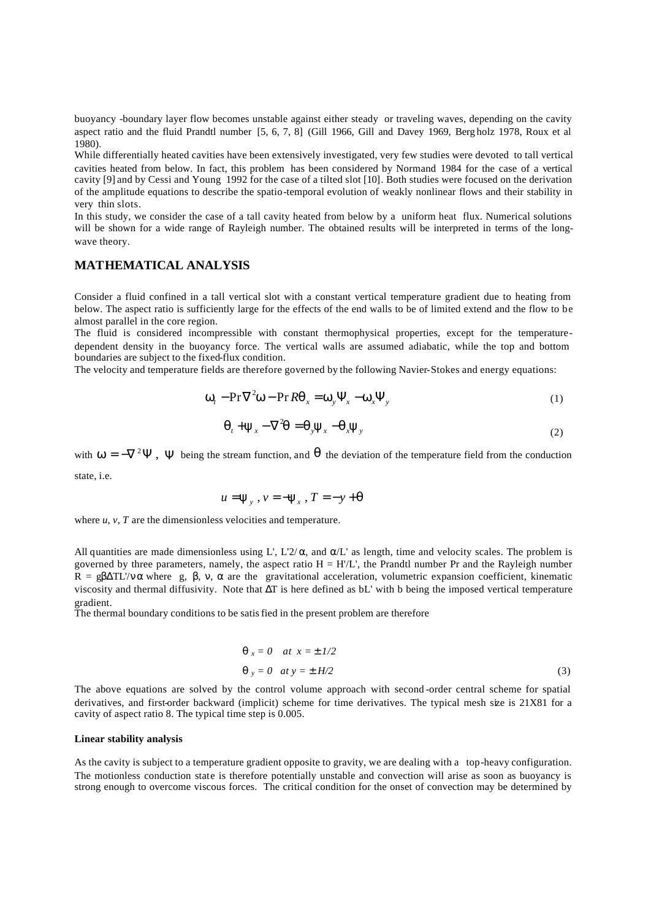buoyancy-boundary layer flow becomes unstable against either steady or traveling waves, depending on the cavity aspect ratio and the fluid Prandtl number [5, 6, 7, 8] (Gill 1966, Gill and Davey 1969, Bergholz 1978, Roux et al 1980).

While differentially heated cavities have been extensively investigated, very few studies were devoted to tall vertical cavities heated from below. In fact, this problem has been considered by Normand 1984 for the case of a vertical cavity [9] and by Cessi and Young 1992 for the case of a tilted slot [10]. Both studies were focused on the derivation of the amplitude equations to describe the spatio-temporal evolution of weakly nonlinear flows and their stability in very thin slots.

In this study, we consider the case of a tall cavity heated from below by a uniform heat flux. Numerical solutions will be shown for a wide range of Rayleigh number. The obtained results will be interpreted in terms of the long-wave theory.

## MATHEMATICAL ANALYSIS

Consider a fluid confined in a tall vertical slot with a constant vertical temperature gradient due to heating from below. The aspect ratio is sufficiently large for the effects of the end walls to be of limited extend and the flow to be almost parallel in the core region.

The fluid is considered incompressible with constant thermophysical properties, except for the temperature-dependent density in the buoyancy force. The vertical walls are assumed adiabatic, while the top and bottom boundaries are subject to the fixed-flux condition.

The velocity and temperature fields are therefore governed by the following Navier-Stokes and energy equations:

$$\omega_t - \Pr \nabla^2 \omega - \Pr R \theta_x = \omega_y \Psi_x - \omega_x \Psi_y \tag{1}$$

$$\theta_t + \psi_x - \nabla^2 \theta = \theta_y \psi_x - \theta_x \psi_y \tag{2}$$

with $\omega = -\nabla^2 \Psi$, $\Psi$ being the stream function, and $\theta$ the deviation of the temperature field from the conduction state, i.e.

$$u = \psi_y, \; v = -\psi_x, \; T = -y + \theta$$

where $u$, $v$, $T$ are the dimensionless velocities and temperature.

All quantities are made dimensionless using L', L'2/$\alpha$, and $\alpha$/L' as length, time and velocity scales. The problem is governed by three parameters, namely, the aspect ratio H = H'/L', the Prandtl number Pr and the Rayleigh number R = g$\beta\Delta$TL'/$\nu\alpha$ where g, $\beta$, $\nu$, $\alpha$ are the gravitational acceleration, volumetric expansion coefficient, kinematic viscosity and thermal diffusivity. Note that $\Delta$T is here defined as bL' with b being the imposed vertical temperature gradient.

The thermal boundary conditions to be satisfied in the present problem are therefore

$$\theta_x = 0 \quad at \;\; x = \pm 1/2$$
$$\theta_y = 0 \quad at \; y = \pm H/2 \tag{3}$$

The above equations are solved by the control volume approach with second-order central scheme for spatial derivatives, and first-order backward (implicit) scheme for time derivatives. The typical mesh size is 21X81 for a cavity of aspect ratio 8. The typical time step is 0.005.

**Linear stability analysis**

As the cavity is subject to a temperature gradient opposite to gravity, we are dealing with a top-heavy configuration. The motionless conduction state is therefore potentially unstable and convection will arise as soon as buoyancy is strong enough to overcome viscous forces. The critical condition for the onset of convection may be determined by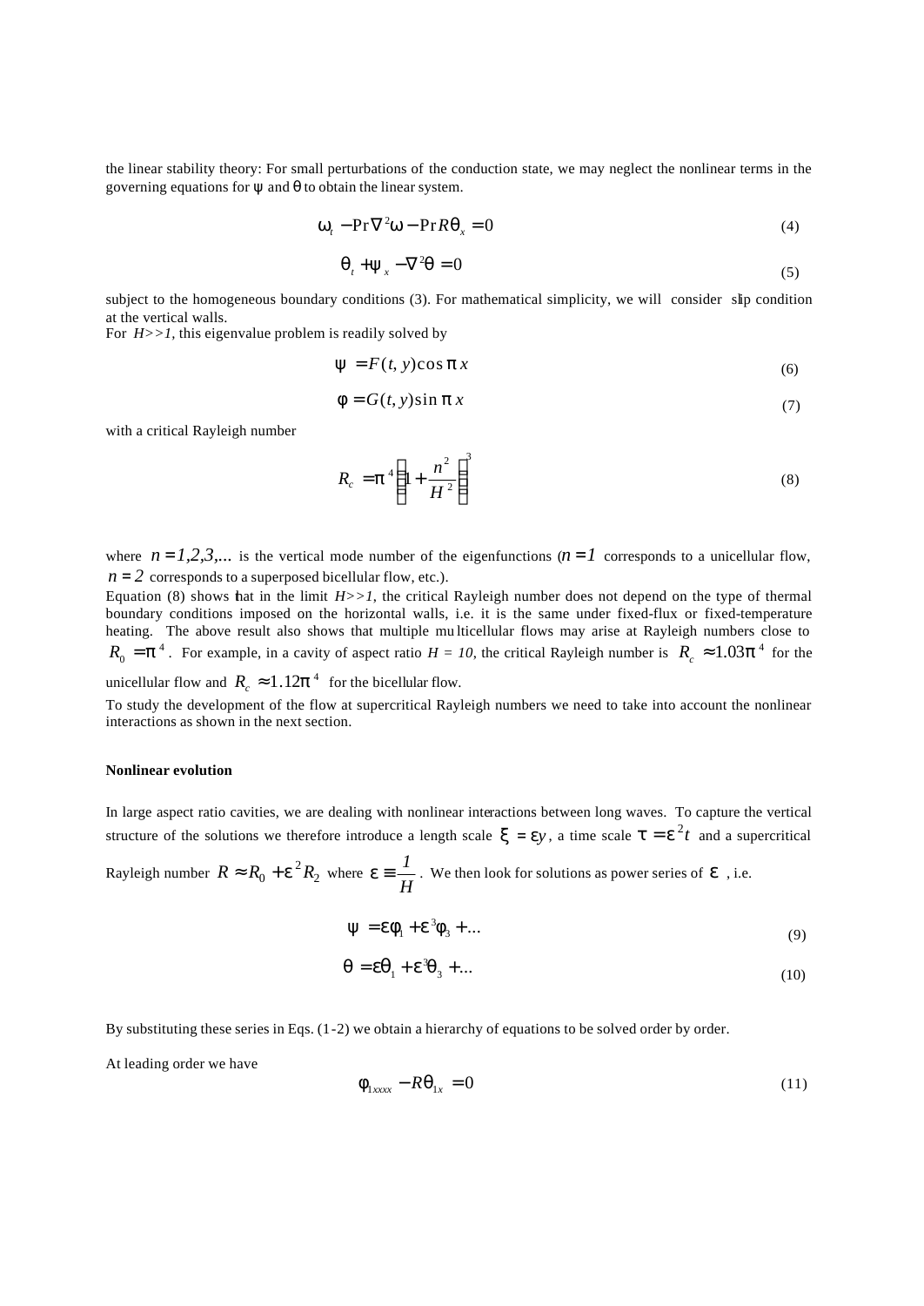the linear stability theory: For small perturbations of the conduction state, we may neglect the nonlinear terms in the governing equations for ψ and θ to obtain the linear system.

$$\omega_t - \Pr\nabla^2\omega - \Pr R\theta_x = 0 \tag{4}$$

$$\theta_t + \psi_x - \nabla^2\theta = 0 \tag{5}$$

subject to the homogeneous boundary conditions (3). For mathematical simplicity, we will consider slip condition at the vertical walls.

For $H>>1$, this eigenvalue problem is readily solved by

$$\psi = F(t, y)\cos\pi x \tag{6}$$

$$\varphi = G(t, y)\sin\pi x \tag{7}$$

with a critical Rayleigh number

$$R_c = \pi^4\left(1+\frac{n^2}{H^2}\right)^3 \tag{8}$$

where $n = 1,2,3,...$ is the vertical mode number of the eigenfunctions ($n = 1$ corresponds to a unicellular flow, $n = 2$ corresponds to a superposed bicellular flow, etc.).

Equation (8) shows that in the limit $H>>1$, the critical Rayleigh number does not depend on the type of thermal boundary conditions imposed on the horizontal walls, i.e. it is the same under fixed-flux or fixed-temperature heating. The above result also shows that multiple multicellular flows may arise at Rayleigh numbers close to $R_0 = \pi^4$. For example, in a cavity of aspect ratio $H = 10$, the critical Rayleigh number is $R_c \approx 1.03\pi^4$ for the unicellular flow and $R_c \approx 1.12\pi^4$ for the bicellular flow.

To study the development of the flow at supercritical Rayleigh numbers we need to take into account the nonlinear interactions as shown in the next section.

**Nonlinear evolution**

In large aspect ratio cavities, we are dealing with nonlinear interactions between long waves. To capture the vertical structure of the solutions we therefore introduce a length scale $\xi = \varepsilon y$, a time scale $\tau = \varepsilon^2 t$ and a supercritical Rayleigh number $R \approx R_0 + \varepsilon^2 R_2$ where $\varepsilon \equiv \frac{1}{H}$. We then look for solutions as power series of $\varepsilon$, i.e.

$$\psi = \varepsilon\varphi_1 + \varepsilon^3\varphi_3 + ... \tag{9}$$

$$\theta = \varepsilon\theta_1 + \varepsilon^3\theta_3 + ... \tag{10}$$

By substituting these series in Eqs. (1-2) we obtain a hierarchy of equations to be solved order by order.

At leading order we have

$$\varphi_{1xxxx} - R\theta_{1x} = 0 \tag{11}$$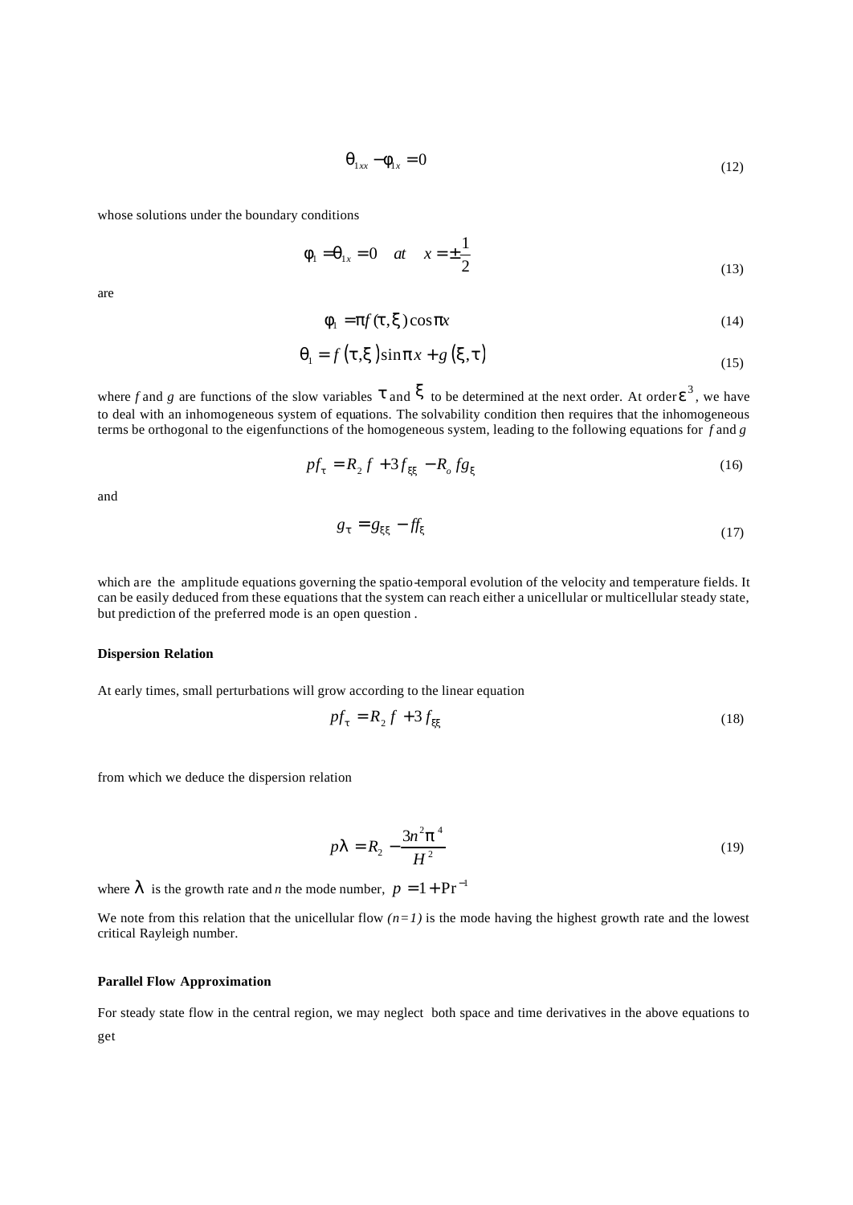$$\theta_{1xx} - \phi_{1x} = 0 \tag{12}$$

whose solutions under the boundary conditions

$$\phi_1 = \theta_{1x} = 0 \quad at \quad x = \pm\frac{1}{2} \tag{13}$$

are

$$\phi_1 = \pi f(\tau, \xi) \cos \pi x \tag{14}$$

$$\theta_1 = f(\tau, \xi) \sin \pi x + g(\xi, \tau) \tag{15}$$

where $f$ and $g$ are functions of the slow variables $\tau$ and $\xi$ to be determined at the next order. At order $\varepsilon^3$, we have to deal with an inhomogeneous system of equations. The solvability condition then requires that the inhomogeneous terms be orthogonal to the eigenfunctions of the homogeneous system, leading to the following equations for $f$ and $g$

$$p f_\tau = R_2 f + 3 f_{\xi\xi} - R_o f g_\xi \tag{16}$$

and

$$g_\tau = g_{\xi\xi} - f f_\xi \tag{17}$$

which are the amplitude equations governing the spatio-temporal evolution of the velocity and temperature fields. It can be easily deduced from these equations that the system can reach either a unicellular or multicellular steady state, but prediction of the preferred mode is an open question .

**Dispersion Relation**

At early times, small perturbations will grow according to the linear equation

$$p f_\tau = R_2 f + 3 f_{\xi\xi} \tag{18}$$

from which we deduce the dispersion relation

$$p\lambda = R_2 - \frac{3n^2\pi^4}{H^2} \tag{19}$$

where $\lambda$ is the growth rate and $n$ the mode number, $p = 1 + \Pr^{-1}$

We note from this relation that the unicellular flow *(n=1)* is the mode having the highest growth rate and the lowest critical Rayleigh number.

**Parallel Flow Approximation**

For steady state flow in the central region, we may neglect both space and time derivatives in the above equations to get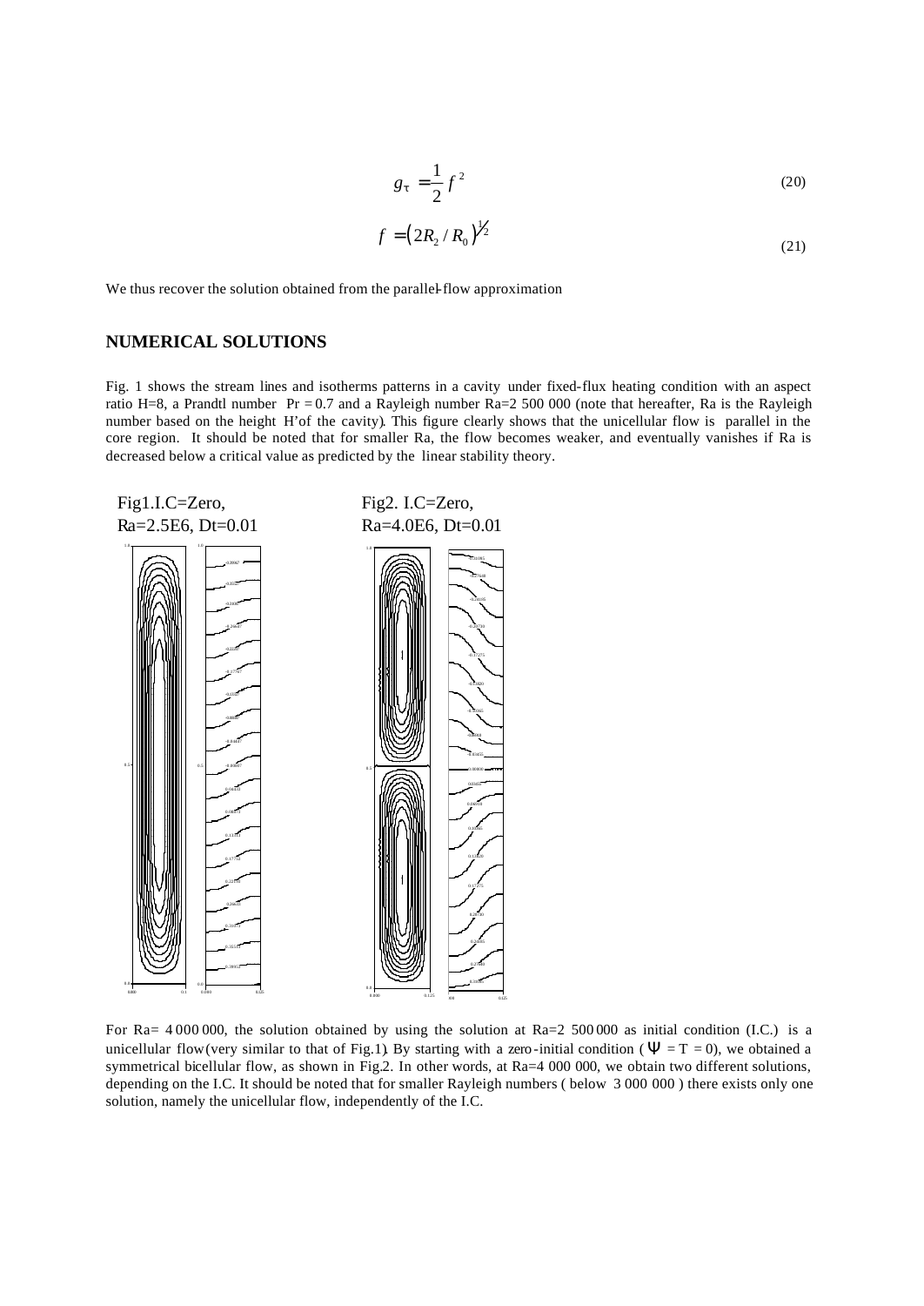$$g_{\tau} = \frac{1}{2} f^{2} \tag{20}$$

$$f = \left(2R_{2} / R_{0}\right)^{1/2} \tag{21}$$

We thus recover the solution obtained from the parallel-flow approximation

## NUMERICAL SOLUTIONS

Fig. 1 shows the stream lines and isotherms patterns in a cavity under fixed-flux heating condition with an aspect ratio H=8, a Prandtl number Pr = 0.7 and a Rayleigh number Ra=2 500 000 (note that hereafter, Ra is the Rayleigh number based on the height H'of the cavity). This figure clearly shows that the unicellular flow is parallel in the core region. It should be noted that for smaller Ra, the flow becomes weaker, and eventually vanishes if Ra is decreased below a critical value as predicted by the linear stability theory.

Fig1.I.C=Zero, Ra=2.5E6, Dt=0.01

Fig2. I.C=Zero, Ra=4.0E6, Dt=0.01

For Ra= 4 000 000, the solution obtained by using the solution at Ra=2 500 000 as initial condition (I.C.) is a unicellular flow (very similar to that of Fig.1). By starting with a zero-initial condition ($\Psi$ = T = 0), we obtained a symmetrical bicellular flow, as shown in Fig.2. In other words, at Ra=4 000 000, we obtain two different solutions, depending on the I.C. It should be noted that for smaller Rayleigh numbers ( below 3 000 000 ) there exists only one solution, namely the unicellular flow, independently of the I.C.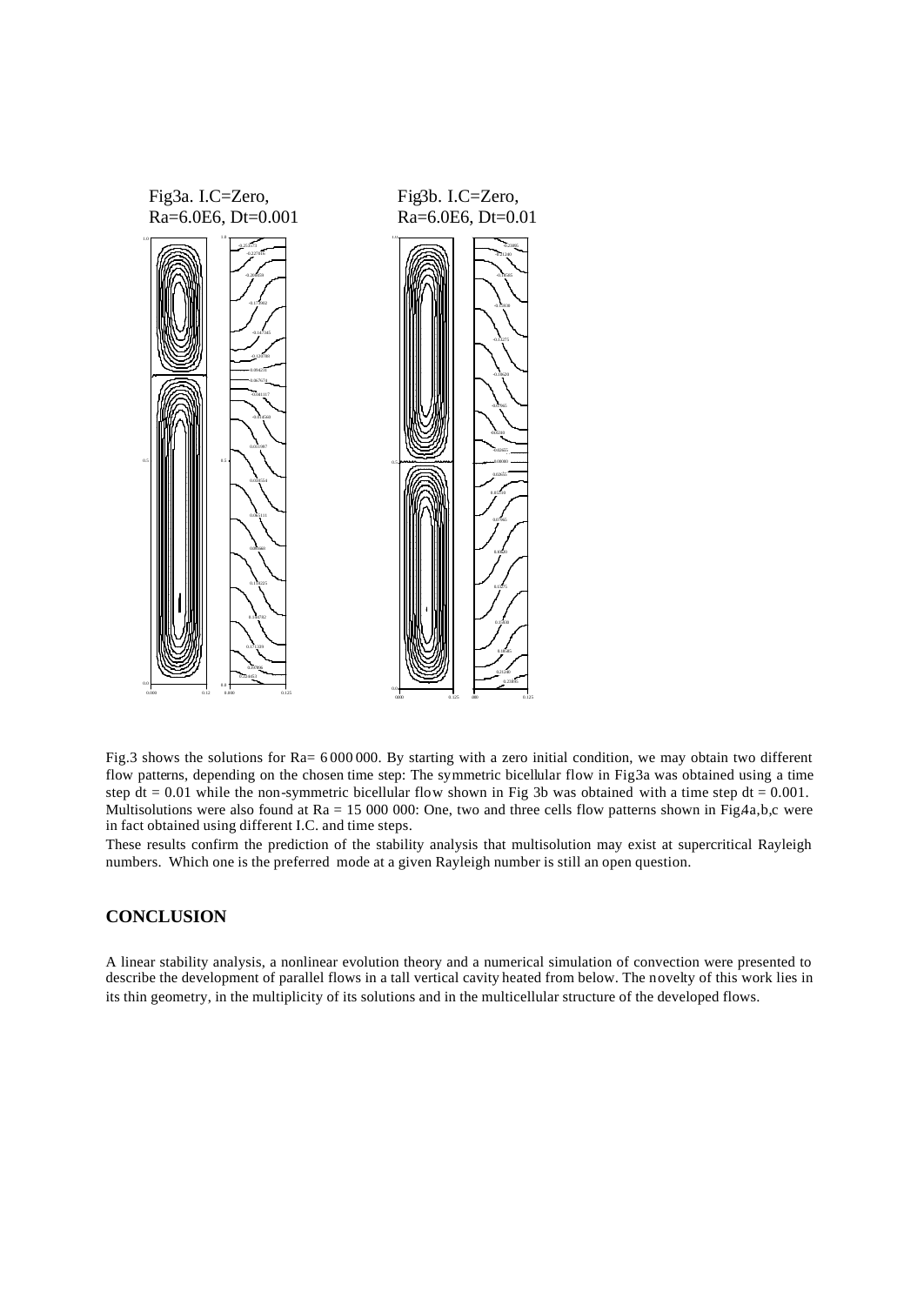Fig3a. I.C=Zero, Ra=6.0E6, Dt=0.001

Fig3b. I.C=Zero, Ra=6.0E6, Dt=0.01

Fig.3 shows the solutions for Ra= 6 000 000. By starting with a zero initial condition, we may obtain two different flow patterns, depending on the chosen time step: The symmetric bicellular flow in Fig3a was obtained using a time step dt = 0.01 while the non-symmetric bicellular flow shown in Fig 3b was obtained with a time step dt = 0.001. Multisolutions were also found at Ra = 15 000 000: One, two and three cells flow patterns shown in Fig4a,b,c were in fact obtained using different I.C. and time steps.

These results confirm the prediction of the stability analysis that multisolution may exist at supercritical Rayleigh numbers. Which one is the preferred mode at a given Rayleigh number is still an open question.

## CONCLUSION

A linear stability analysis, a nonlinear evolution theory and a numerical simulation of convection were presented to describe the development of parallel flows in a tall vertical cavity heated from below. The novelty of this work lies in its thin geometry, in the multiplicity of its solutions and in the multicellular structure of the developed flows.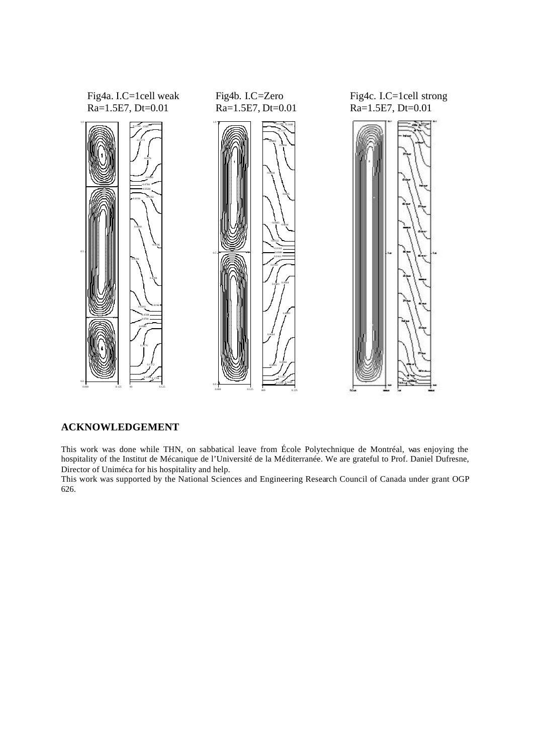Fig4a. I.C=1cell weak
Ra=1.5E7, Dt=0.01

Fig4b. I.C=Zero
Ra=1.5E7, Dt=0.01

Fig4c. I.C=1cell strong
Ra=1.5E7, Dt=0.01

## ACKNOWLEDGEMENT

This work was done while THN, on sabbatical leave from École Polytechnique de Montréal, was enjoying the hospitality of the Institut de Mécanique de l'Université de la Méditerranée. We are grateful to Prof. Daniel Dufresne, Director of Uniméca for his hospitality and help.

This work was supported by the National Sciences and Engineering Research Council of Canada under grant OGP 626.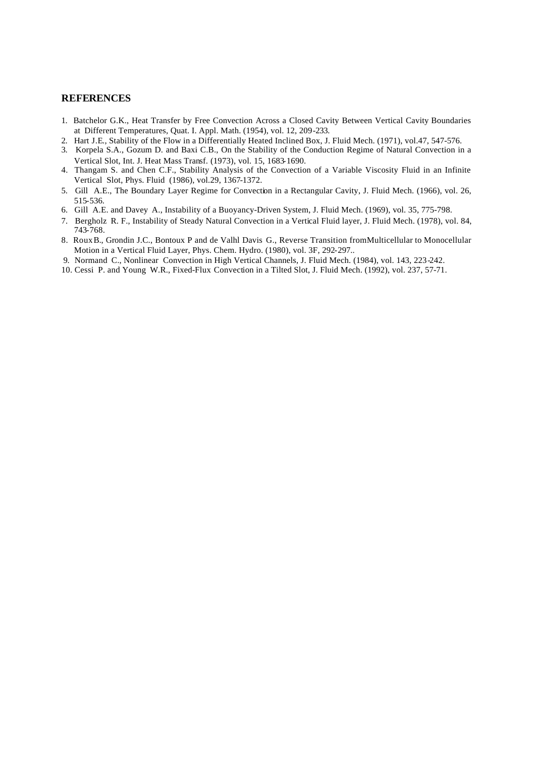## REFERENCES

1. Batchelor G.K., Heat Transfer by Free Convection Across a Closed Cavity Between Vertical Cavity Boundaries at Different Temperatures, Quat. I. Appl. Math. (1954), vol. 12, 209-233.
2. Hart J.E., Stability of the Flow in a Differentially Heated Inclined Box, J. Fluid Mech. (1971), vol.47, 547-576.
3. Korpela S.A., Gozum D. and Baxi C.B., On the Stability of the Conduction Regime of Natural Convection in a Vertical Slot, Int. J. Heat Mass Transf. (1973), vol. 15, 1683-1690.
4. Thangam S. and Chen C.F., Stability Analysis of the Convection of a Variable Viscosity Fluid in an Infinite Vertical Slot, Phys. Fluid (1986), vol.29, 1367-1372.
5. Gill A.E., The Boundary Layer Regime for Convection in a Rectangular Cavity, J. Fluid Mech. (1966), vol. 26, 515-536.
6. Gill A.E. and Davey A., Instability of a Buoyancy-Driven System, J. Fluid Mech. (1969), vol. 35, 775-798.
7. Bergholz R. F., Instability of Steady Natural Convection in a Vertical Fluid layer, J. Fluid Mech. (1978), vol. 84, 743-768.
8. Roux B., Grondin J.C., Bontoux P and de Valhl Davis G., Reverse Transition fromMulticellular to Monocellular Motion in a Vertical Fluid Layer, Phys. Chem. Hydro. (1980), vol. 3F, 292-297..
9. Normand C., Nonlinear Convection in High Vertical Channels, J. Fluid Mech. (1984), vol. 143, 223-242.
10. Cessi P. and Young W.R., Fixed-Flux Convection in a Tilted Slot, J. Fluid Mech. (1992), vol. 237, 57-71.